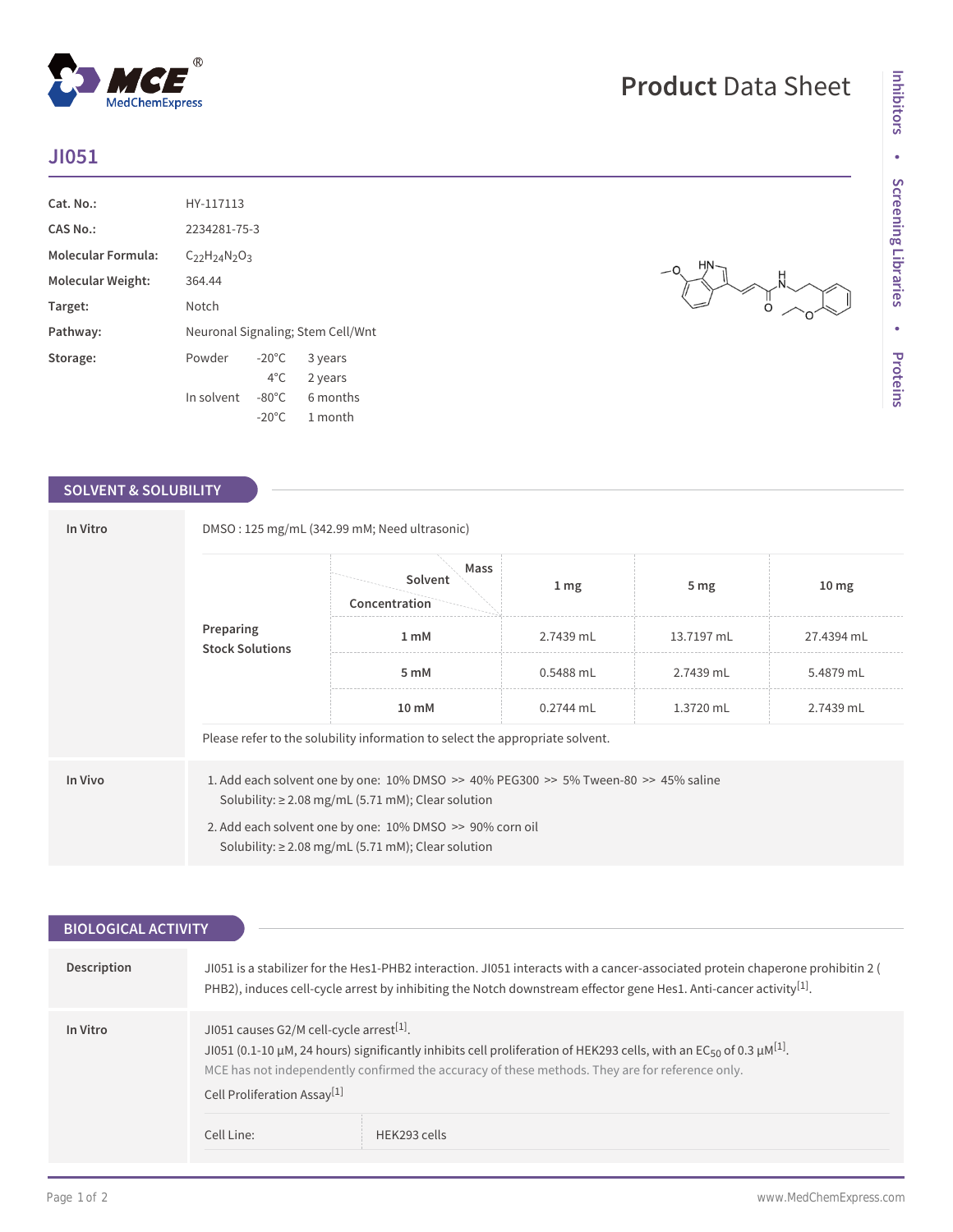# JI051

**Product Data Sheet**

| | |
|---|---|
| **Cat. No.:** | HY-117113 |
| **CAS No.:** | 2234281-75-3 |
| **Molecular Formula:** | $C_{22}H_{24}N_2O_3$ |
| **Molecular Weight:** | 364.44 |
| **Target:** | Notch |
| **Pathway:** | Neuronal Signaling; Stem Cell/Wnt |
| **Storage:** | Powder -20°C 3 years; 4°C 2 years. In solvent -80°C 6 months; -20°C 1 month |

## SOLVENT & SOLUBILITY

### In Vitro

DMSO : 125 mg/mL (342.99 mM; Need ultrasonic)

**Preparing Stock Solutions**

| Concentration \ Solvent \ Mass | 1 mg | 5 mg | 10 mg |
|---|---|---|---|
| 1 mM | 2.7439 mL | 13.7197 mL | 27.4394 mL |
| 5 mM | 0.5488 mL | 2.7439 mL | 5.4879 mL |
| 10 mM | 0.2744 mL | 1.3720 mL | 2.7439 mL |

Please refer to the solubility information to select the appropriate solvent.

### In Vivo

1. Add each solvent one by one: 10% DMSO >> 40% PEG300 >> 5% Tween-80 >> 45% saline
   Solubility: ≥ 2.08 mg/mL (5.71 mM); Clear solution
2. Add each solvent one by one: 10% DMSO >> 90% corn oil
   Solubility: ≥ 2.08 mg/mL (5.71 mM); Clear solution

## BIOLOGICAL ACTIVITY

### Description

JI051 is a stabilizer for the Hes1-PHB2 interaction. JI051 interacts with a cancer-associated protein chaperone prohibitin 2 (PHB2), induces cell-cycle arrest by inhibiting the Notch downstream effector gene Hes1. Anti-cancer activity[1].

### In Vitro

JI051 causes G2/M cell-cycle arrest[1].

JI051 (0.1-10 μM, 24 hours) significantly inhibits cell proliferation of HEK293 cells, with an $EC_{50}$ of 0.3 μM[1].

MCE has not independently confirmed the accuracy of these methods. They are for reference only.

Cell Proliferation Assay[1]

| | |
|---|---|
| Cell Line: | HEK293 cells |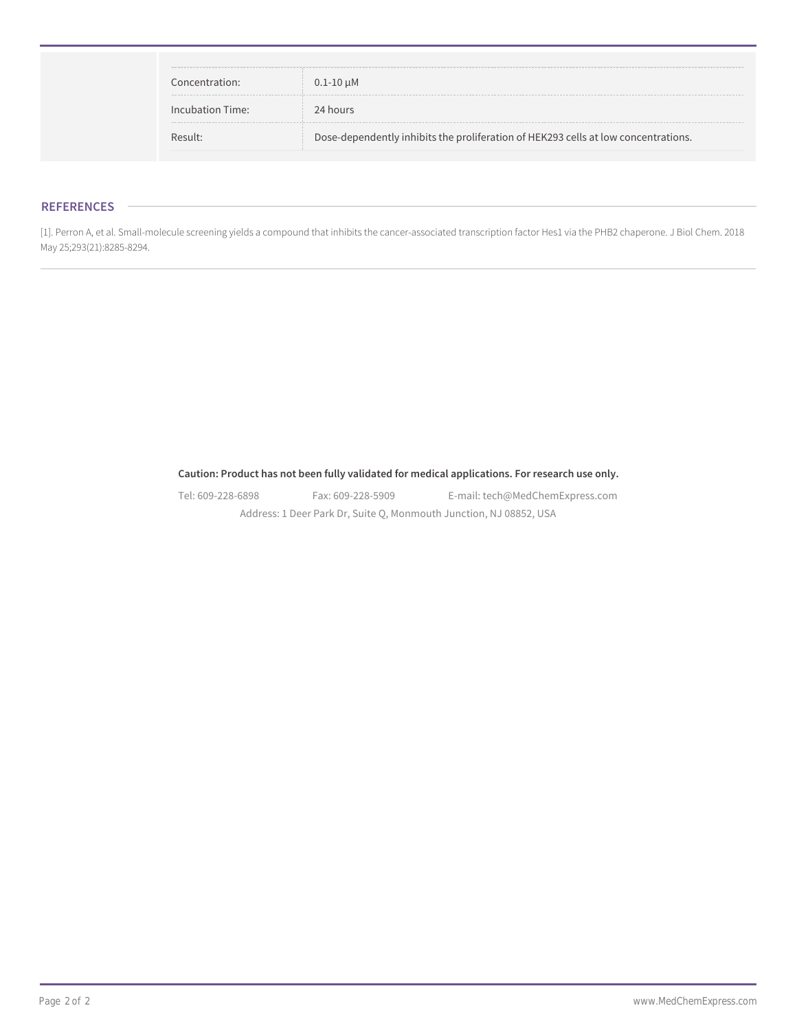| | |
|---|---|
| Concentration: | 0.1-10 μM |
| Incubation Time: | 24 hours |
| Result: | Dose-dependently inhibits the proliferation of HEK293 cells at low concentrations. |

## REFERENCES

[1]. Perron A, et al. Small-molecule screening yields a compound that inhibits the cancer-associated transcription factor Hes1 via the PHB2 chaperone. J Biol Chem. 2018 May 25;293(21):8285-8294.

**Caution: Product has not been fully validated for medical applications. For research use only.**

Tel: 609-228-6898 Fax: 609-228-5909 E-mail: tech@MedChemExpress.com

Address: 1 Deer Park Dr, Suite Q, Monmouth Junction, NJ 08852, USA